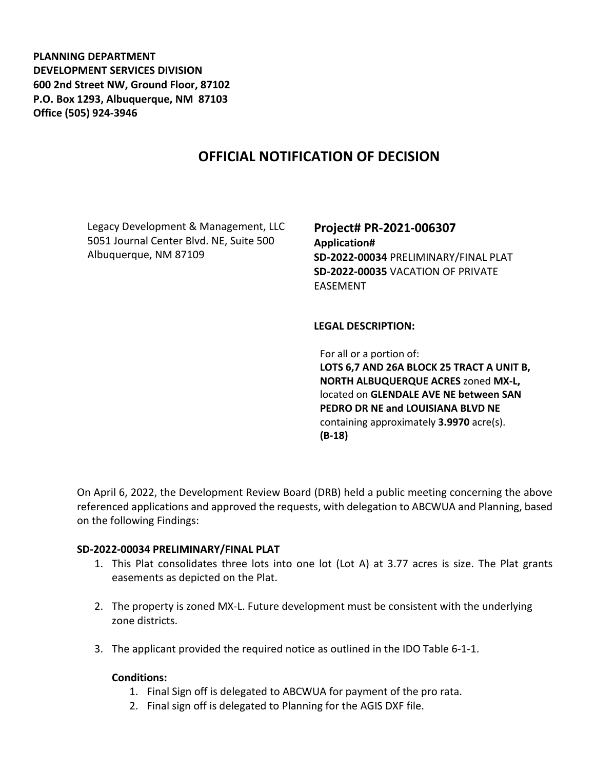**PLANNING DEPARTMENT**
**DEVELOPMENT SERVICES DIVISION**
**600 2nd Street NW, Ground Floor, 87102**
**P.O. Box 1293, Albuquerque, NM 87103**
**Office (505) 924-3946**

# OFFICIAL NOTIFICATION OF DECISION

Legacy Development & Management, LLC
5051 Journal Center Blvd. NE, Suite 500
Albuquerque, NM 87109

## Project# PR-2021-006307

**Application#**
**SD-2022-00034** PRELIMINARY/FINAL PLAT
**SD-2022-00035** VACATION OF PRIVATE EASEMENT

**LEGAL DESCRIPTION:**

For all or a portion of:
**LOTS 6,7 AND 26A BLOCK 25 TRACT A UNIT B, NORTH ALBUQUERQUE ACRES** zoned **MX-L,** located on **GLENDALE AVE NE between SAN PEDRO DR NE and LOUISIANA BLVD NE** containing approximately **3.9970** acre(s). **(B-18)**

On April 6, 2022, the Development Review Board (DRB) held a public meeting concerning the above referenced applications and approved the requests, with delegation to ABCWUA and Planning, based on the following Findings:

**SD-2022-00034 PRELIMINARY/FINAL PLAT**

1. This Plat consolidates three lots into one lot (Lot A) at 3.77 acres is size. The Plat grants easements as depicted on the Plat.

2. The property is zoned MX-L. Future development must be consistent with the underlying zone districts.

3. The applicant provided the required notice as outlined in the IDO Table 6-1-1.

   **Conditions:**
   1. Final Sign off is delegated to ABCWUA for payment of the pro rata.
   2. Final sign off is delegated to Planning for the AGIS DXF file.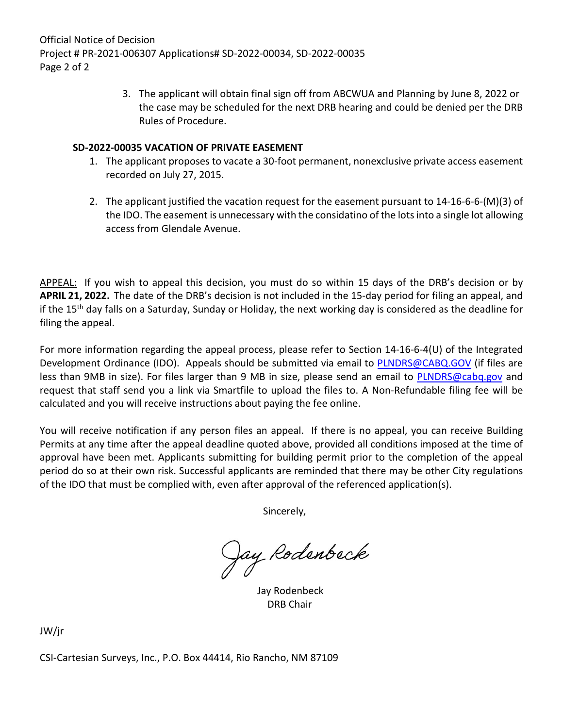3. The applicant will obtain final sign off from ABCWUA and Planning by June 8, 2022 or the case may be scheduled for the next DRB hearing and could be denied per the DRB Rules of Procedure.

**SD-2022-00035 VACATION OF PRIVATE EASEMENT**

1. The applicant proposes to vacate a 30-foot permanent, nonexclusive private access easement recorded on July 27, 2015.

2. The applicant justified the vacation request for the easement pursuant to 14-16-6-6-(M)(3) of the IDO. The easement is unnecessary with the considatino of the lots into a single lot allowing access from Glendale Avenue.

APPEAL: If you wish to appeal this decision, you must do so within 15 days of the DRB's decision or by **APRIL 21, 2022.** The date of the DRB's decision is not included in the 15-day period for filing an appeal, and if the 15th day falls on a Saturday, Sunday or Holiday, the next working day is considered as the deadline for filing the appeal.

For more information regarding the appeal process, please refer to Section 14-16-6-4(U) of the Integrated Development Ordinance (IDO). Appeals should be submitted via email to PLNDRS@CABQ.GOV (if files are less than 9MB in size). For files larger than 9 MB in size, please send an email to PLNDRS@cabq.gov and request that staff send you a link via Smartfile to upload the files to. A Non-Refundable filing fee will be calculated and you will receive instructions about paying the fee online.

You will receive notification if any person files an appeal. If there is no appeal, you can receive Building Permits at any time after the appeal deadline quoted above, provided all conditions imposed at the time of approval have been met. Applicants submitting for building permit prior to the completion of the appeal period do so at their own risk. Successful applicants are reminded that there may be other City regulations of the IDO that must be complied with, even after approval of the referenced application(s).

Sincerely,

Jay Rodenbeck

Jay Rodenbeck
DRB Chair

JW/jr

CSI-Cartesian Surveys, Inc., P.O. Box 44414, Rio Rancho, NM 87109